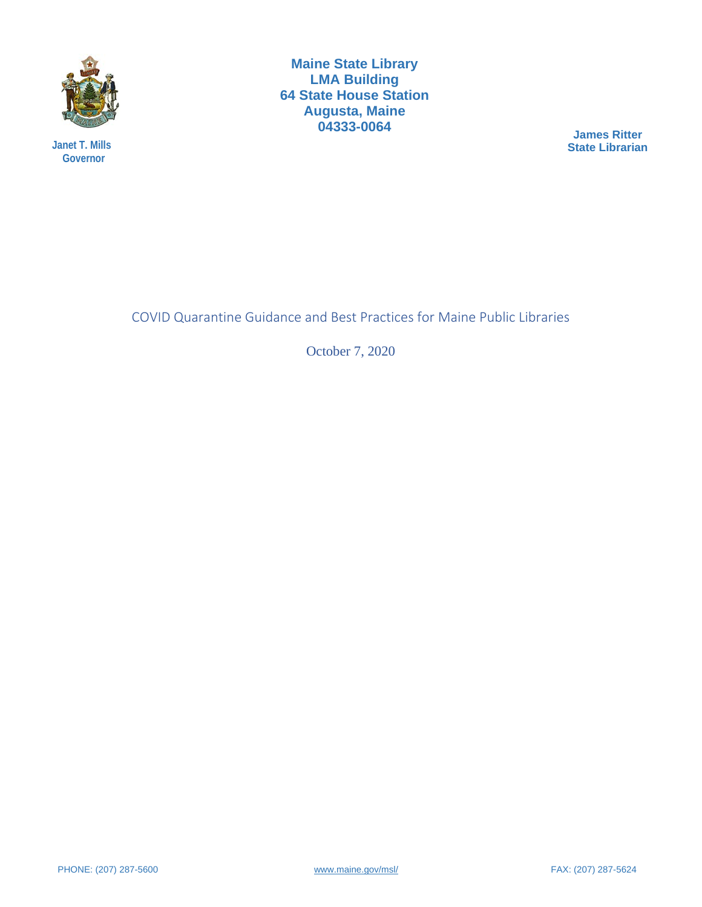**Maine State Library**
**LMA Building**
**64 State House Station**
**Augusta, Maine**
**04333-0064**

**Janet T. Mills**
**Governor**

**James Ritter**
**State Librarian**

# COVID Quarantine Guidance and Best Practices for Maine Public Libraries

October 7, 2020

PHONE: (207) 287-5600 www.maine.gov/msl/ FAX: (207) 287-5624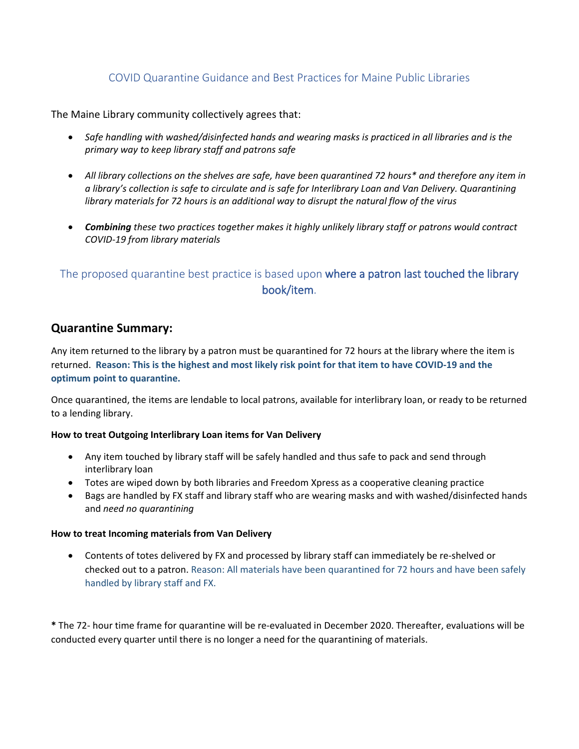# COVID Quarantine Guidance and Best Practices for Maine Public Libraries

The Maine Library community collectively agrees that:

- *Safe handling with washed/disinfected hands and wearing masks is practiced in all libraries and is the primary way to keep library staff and patrons safe*
- *All library collections on the shelves are safe, have been quarantined 72 hours\* and therefore any item in a library's collection is safe to circulate and is safe for Interlibrary Loan and Van Delivery. Quarantining library materials for 72 hours is an additional way to disrupt the natural flow of the virus*
- ***Combining** these two practices together makes it highly unlikely library staff or patrons would contract COVID-19 from library materials*

The proposed quarantine best practice is based upon **where a patron last touched the library book/item**.

## Quarantine Summary:

Any item returned to the library by a patron must be quarantined for 72 hours at the library where the item is returned. **Reason: This is the highest and most likely risk point for that item to have COVID-19 and the optimum point to quarantine.**

Once quarantined, the items are lendable to local patrons, available for interlibrary loan, or ready to be returned to a lending library.

**How to treat Outgoing Interlibrary Loan items for Van Delivery**

- Any item touched by library staff will be safely handled and thus safe to pack and send through interlibrary loan
- Totes are wiped down by both libraries and Freedom Xpress as a cooperative cleaning practice
- Bags are handled by FX staff and library staff who are wearing masks and with washed/disinfected hands and *need no quarantining*

**How to treat Incoming materials from Van Delivery**

- Contents of totes delivered by FX and processed by library staff can immediately be re-shelved or checked out to a patron. Reason: All materials have been quarantined for 72 hours and have been safely handled by library staff and FX.

**\*** The 72- hour time frame for quarantine will be re-evaluated in December 2020. Thereafter, evaluations will be conducted every quarter until there is no longer a need for the quarantining of materials.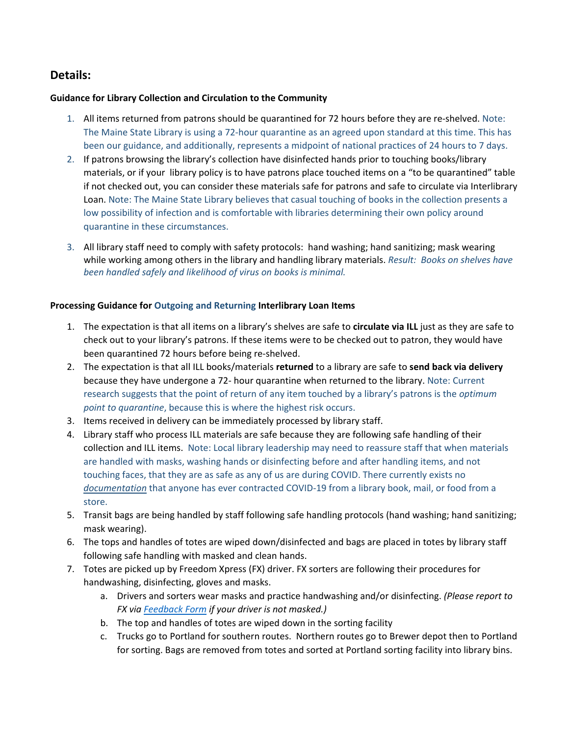## Details:

**Guidance for Library Collection and Circulation to the Community**

1. All items returned from patrons should be quarantined for 72 hours before they are re-shelved. Note: The Maine State Library is using a 72-hour quarantine as an agreed upon standard at this time. This has been our guidance, and additionally, represents a midpoint of national practices of 24 hours to 7 days.
2. If patrons browsing the library's collection have disinfected hands prior to touching books/library materials, or if your library policy is to have patrons place touched items on a "to be quarantined" table if not checked out, you can consider these materials safe for patrons and safe to circulate via Interlibrary Loan. Note: The Maine State Library believes that casual touching of books in the collection presents a low possibility of infection and is comfortable with libraries determining their own policy around quarantine in these circumstances.
3. All library staff need to comply with safety protocols: hand washing; hand sanitizing; mask wearing while working among others in the library and handling library materials. *Result: Books on shelves have been handled safely and likelihood of virus on books is minimal.*

**Processing Guidance for Outgoing and Returning Interlibrary Loan Items**

1. The expectation is that all items on a library's shelves are safe to **circulate via ILL** just as they are safe to check out to your library's patrons. If these items were to be checked out to patron, they would have been quarantined 72 hours before being re-shelved.
2. The expectation is that all ILL books/materials **returned** to a library are safe to **send back via delivery** because they have undergone a 72- hour quarantine when returned to the library. Note: Current research suggests that the point of return of any item touched by a library's patrons is the *optimum point to quarantine*, because this is where the highest risk occurs.
3. Items received in delivery can be immediately processed by library staff.
4. Library staff who process ILL materials are safe because they are following safe handling of their collection and ILL items. Note: Local library leadership may need to reassure staff that when materials are handled with masks, washing hands or disinfecting before and after handling items, and not touching faces, that they are as safe as any of us are during COVID. There currently exists no *documentation* that anyone has ever contracted COVID-19 from a library book, mail, or food from a store.
5. Transit bags are being handled by staff following safe handling protocols (hand washing; hand sanitizing; mask wearing).
6. The tops and handles of totes are wiped down/disinfected and bags are placed in totes by library staff following safe handling with masked and clean hands.
7. Totes are picked up by Freedom Xpress (FX) driver. FX sorters are following their procedures for handwashing, disinfecting, gloves and masks.
   a. Drivers and sorters wear masks and practice handwashing and/or disinfecting. *(Please report to FX via Feedback Form if your driver is not masked.)*
   b. The top and handles of totes are wiped down in the sorting facility
   c. Trucks go to Portland for southern routes. Northern routes go to Brewer depot then to Portland for sorting. Bags are removed from totes and sorted at Portland sorting facility into library bins.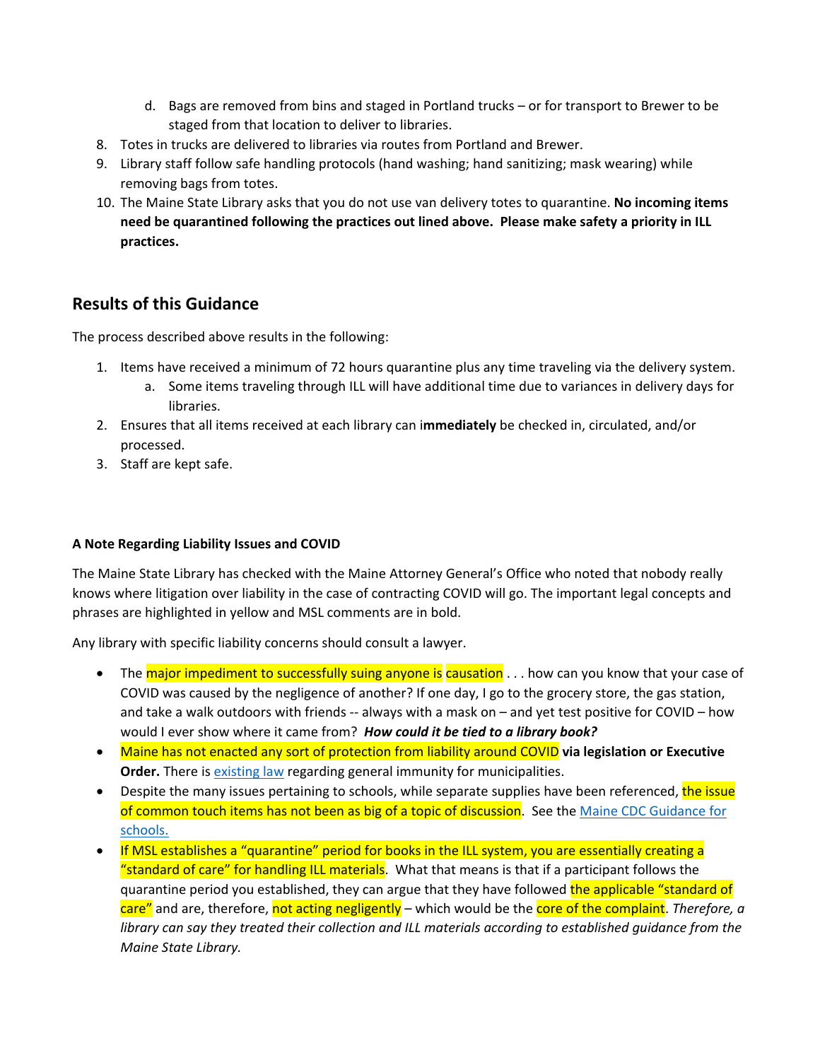d. Bags are removed from bins and staged in Portland trucks – or for transport to Brewer to be staged from that location to deliver to libraries.

8. Totes in trucks are delivered to libraries via routes from Portland and Brewer.
9. Library staff follow safe handling protocols (hand washing; hand sanitizing; mask wearing) while removing bags from totes.
10. The Maine State Library asks that you do not use van delivery totes to quarantine. **No incoming items need be quarantined following the practices out lined above. Please make safety a priority in ILL practices.**

## Results of this Guidance

The process described above results in the following:

1. Items have received a minimum of 72 hours quarantine plus any time traveling via the delivery system.
   a. Some items traveling through ILL will have additional time due to variances in delivery days for libraries.
2. Ensures that all items received at each library can i**mmediately** be checked in, circulated, and/or processed.
3. Staff are kept safe.

**A Note Regarding Liability Issues and COVID**

The Maine State Library has checked with the Maine Attorney General's Office who noted that nobody really knows where litigation over liability in the case of contracting COVID will go. The important legal concepts and phrases are highlighted in yellow and MSL comments are in bold.

Any library with specific liability concerns should consult a lawyer.

- The major impediment to successfully suing anyone is causation . . . how can you know that your case of COVID was caused by the negligence of another? If one day, I go to the grocery store, the gas station, and take a walk outdoors with friends -- always with a mask on – and yet test positive for COVID – how would I ever show where it came from? ***How could it be tied to a library book?***
- Maine has not enacted any sort of protection from liability around COVID **via legislation or Executive Order.** There is existing law regarding general immunity for municipalities.
- Despite the many issues pertaining to schools, while separate supplies have been referenced, the issue of common touch items has not been as big of a topic of discussion. See the Maine CDC Guidance for schools.
- If MSL establishes a "quarantine" period for books in the ILL system, you are essentially creating a "standard of care" for handling ILL materials. What that means is that if a participant follows the quarantine period you established, they can argue that they have followed the applicable "standard of care" and are, therefore, not acting negligently – which would be the core of the complaint. *Therefore, a library can say they treated their collection and ILL materials according to established guidance from the Maine State Library.*